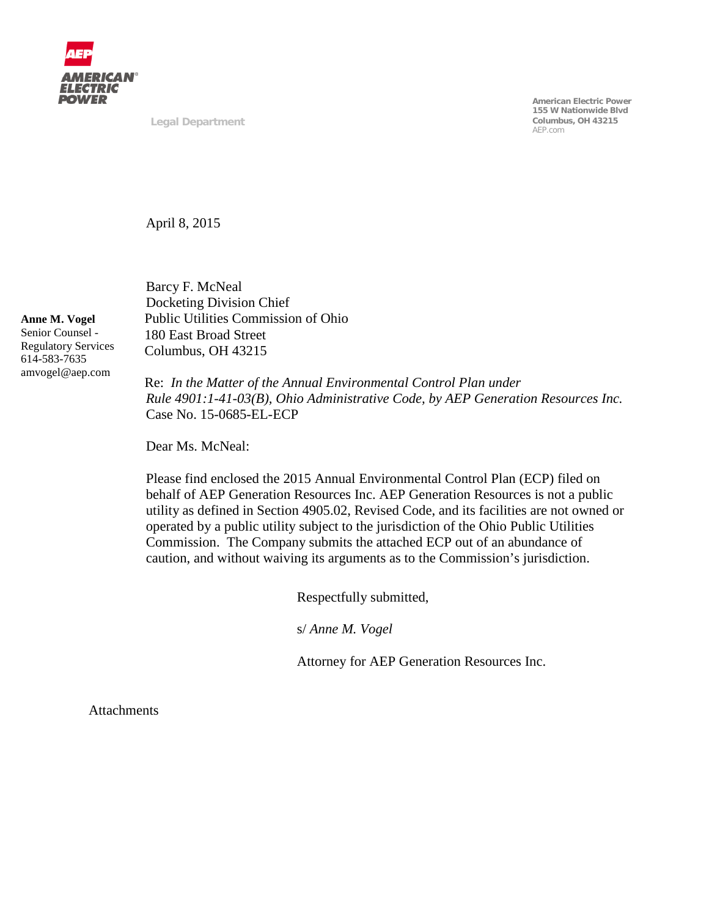AMERICAN ELECTRIC POWER

Legal Department

American Electric Power
155 W Nationwide Blvd
Columbus, OH 43215
AEP.com

April 8, 2015

**Anne M. Vogel**
Senior Counsel -
Regulatory Services
614-583-7635
amvogel@aep.com

Barcy F. McNeal
Docketing Division Chief
Public Utilities Commission of Ohio
180 East Broad Street
Columbus, OH 43215

Re: *In the Matter of the Annual Environmental Control Plan under Rule 4901:1-41-03(B), Ohio Administrative Code, by AEP Generation Resources Inc.*
Case No. 15-0685-EL-ECP

Dear Ms. McNeal:

Please find enclosed the 2015 Annual Environmental Control Plan (ECP) filed on behalf of AEP Generation Resources Inc. AEP Generation Resources is not a public utility as defined in Section 4905.02, Revised Code, and its facilities are not owned or operated by a public utility subject to the jurisdiction of the Ohio Public Utilities Commission. The Company submits the attached ECP out of an abundance of caution, and without waiving its arguments as to the Commission's jurisdiction.

Respectfully submitted,

s/ *Anne M. Vogel*

Attorney for AEP Generation Resources Inc.

Attachments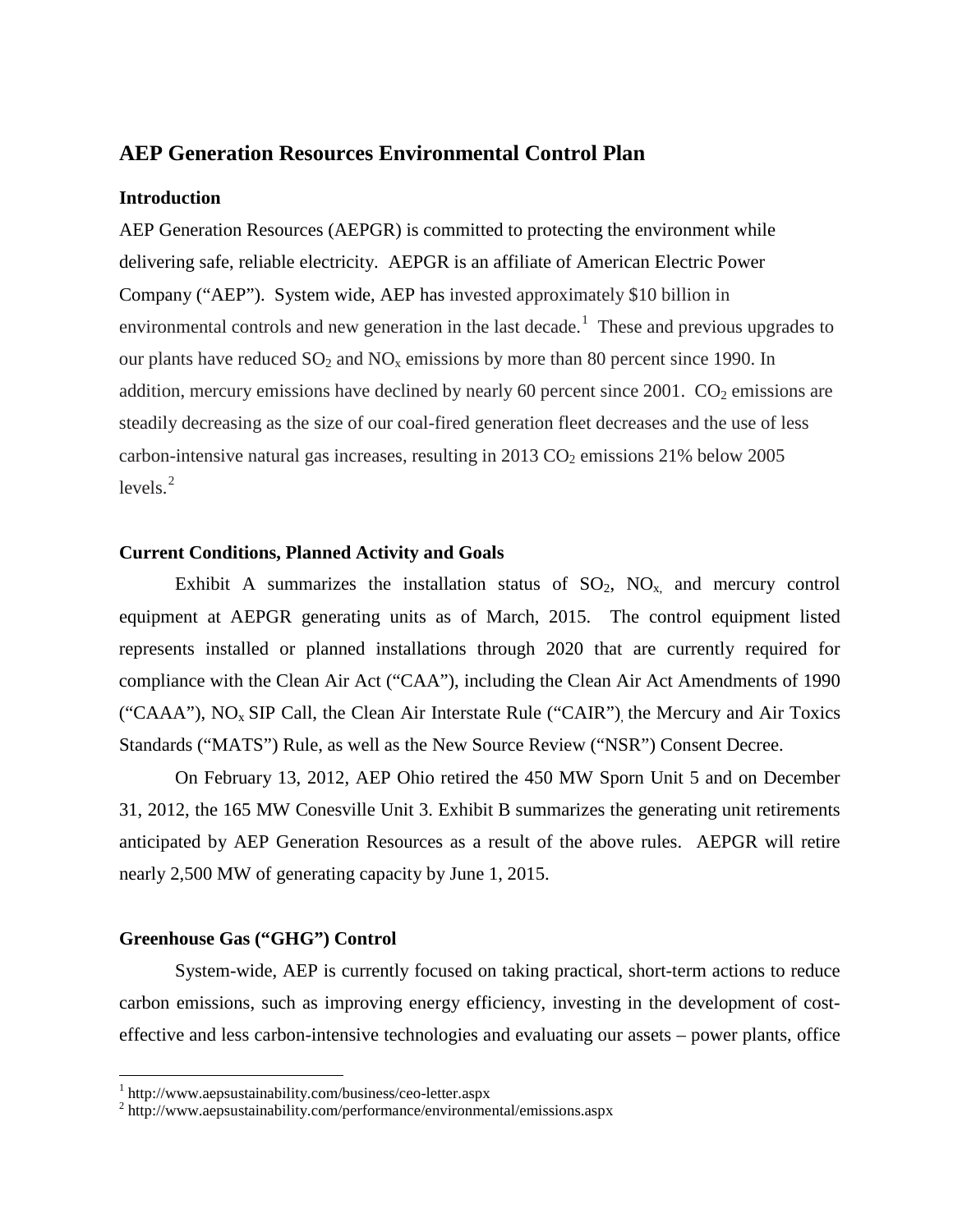## AEP Generation Resources Environmental Control Plan

### Introduction

AEP Generation Resources (AEPGR) is committed to protecting the environment while delivering safe, reliable electricity. AEPGR is an affiliate of American Electric Power Company ("AEP"). System wide, AEP has invested approximately $10 billion in environmental controls and new generation in the last decade.[1] These and previous upgrades to our plants have reduced $SO_2$ and $NO_x$ emissions by more than 80 percent since 1990. In addition, mercury emissions have declined by nearly 60 percent since 2001. $CO_2$ emissions are steadily decreasing as the size of our coal-fired generation fleet decreases and the use of less carbon-intensive natural gas increases, resulting in 2013 $CO_2$ emissions 21% below 2005 levels.[2]

### Current Conditions, Planned Activity and Goals

Exhibit A summarizes the installation status of $SO_2$, $NO_x$, and mercury control equipment at AEPGR generating units as of March, 2015. The control equipment listed represents installed or planned installations through 2020 that are currently required for compliance with the Clean Air Act ("CAA"), including the Clean Air Act Amendments of 1990 ("CAAA"), $NO_x$ SIP Call, the Clean Air Interstate Rule ("CAIR"), the Mercury and Air Toxics Standards ("MATS") Rule, as well as the New Source Review ("NSR") Consent Decree.

On February 13, 2012, AEP Ohio retired the 450 MW Sporn Unit 5 and on December 31, 2012, the 165 MW Conesville Unit 3. Exhibit B summarizes the generating unit retirements anticipated by AEP Generation Resources as a result of the above rules. AEPGR will retire nearly 2,500 MW of generating capacity by June 1, 2015.

### Greenhouse Gas ("GHG") Control

System-wide, AEP is currently focused on taking practical, short-term actions to reduce carbon emissions, such as improving energy efficiency, investing in the development of cost-effective and less carbon-intensive technologies and evaluating our assets – power plants, office

---

[1] http://www.aepsustainability.com/business/ceo-letter.aspx

[2] http://www.aepsustainability.com/performance/environmental/emissions.aspx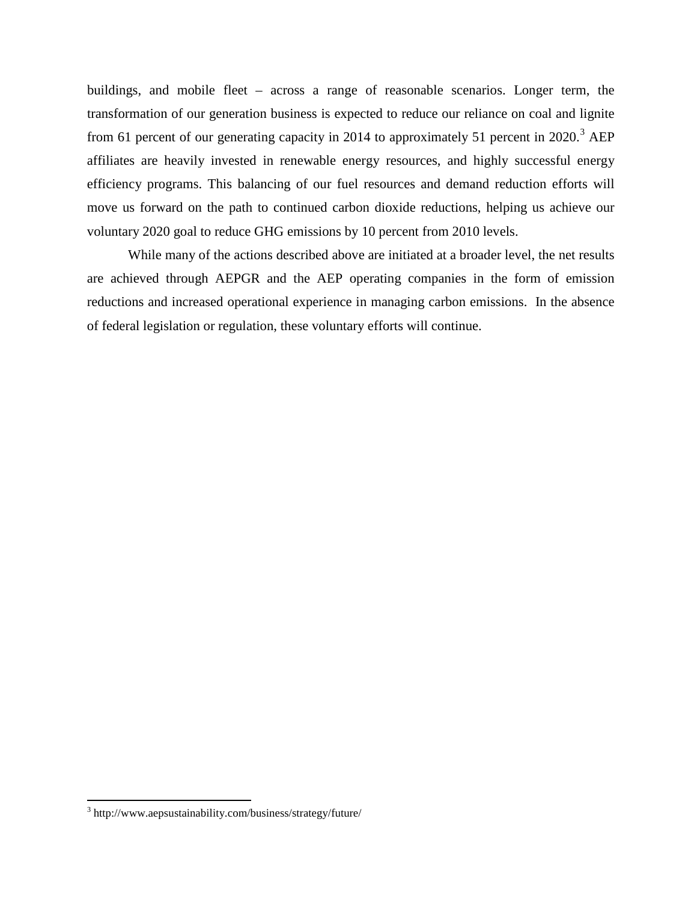buildings, and mobile fleet – across a range of reasonable scenarios. Longer term, the transformation of our generation business is expected to reduce our reliance on coal and lignite from 61 percent of our generating capacity in 2014 to approximately 51 percent in 2020.[3] AEP affiliates are heavily invested in renewable energy resources, and highly successful energy efficiency programs. This balancing of our fuel resources and demand reduction efforts will move us forward on the path to continued carbon dioxide reductions, helping us achieve our voluntary 2020 goal to reduce GHG emissions by 10 percent from 2010 levels.

While many of the actions described above are initiated at a broader level, the net results are achieved through AEPGR and the AEP operating companies in the form of emission reductions and increased operational experience in managing carbon emissions. In the absence of federal legislation or regulation, these voluntary efforts will continue.

[3] http://www.aepsustainability.com/business/strategy/future/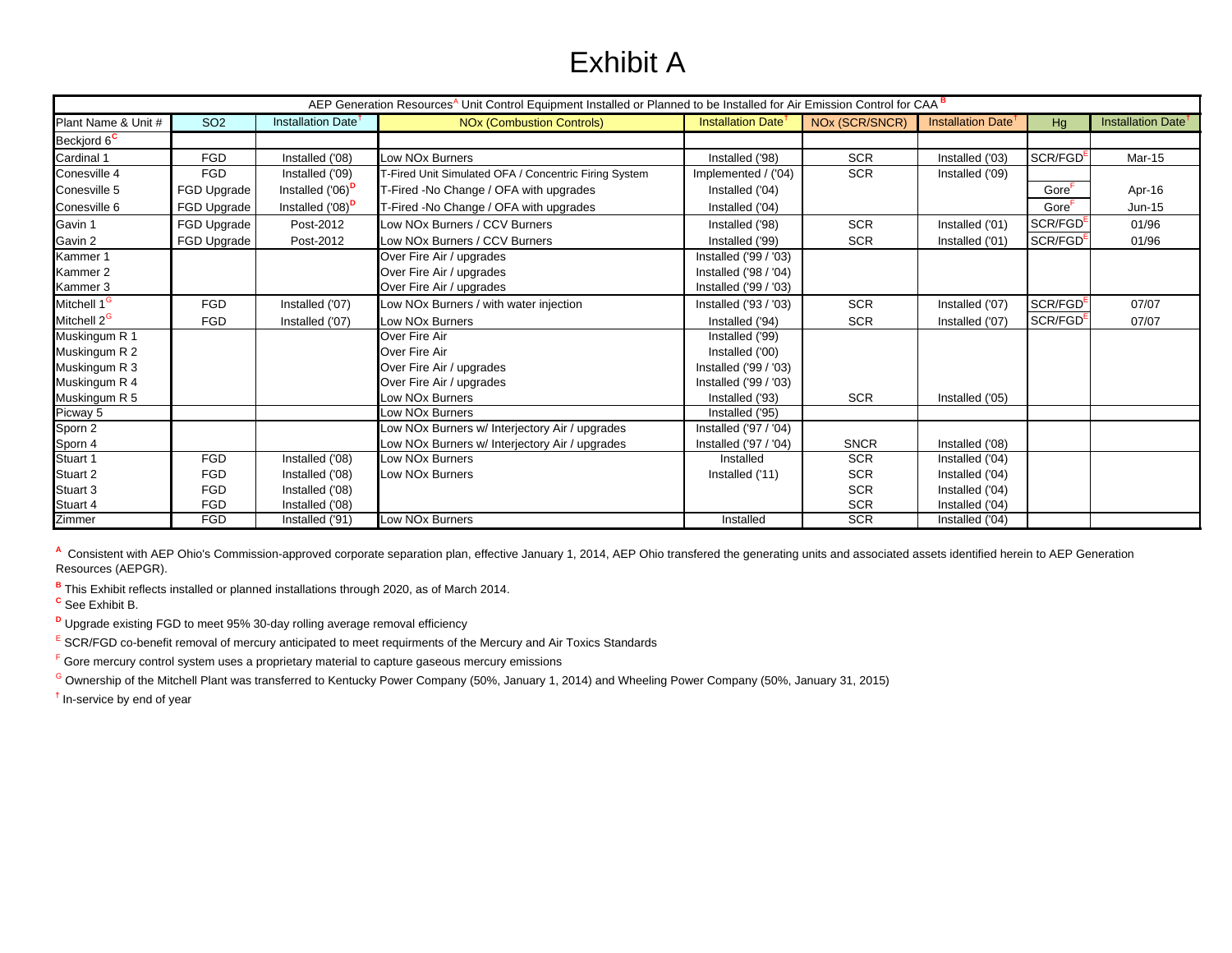# Exhibit A

| AEP Generation Resources[A] Unit Control Equipment Installed or Planned to be Installed for Air Emission Control for CAA [B] | | | | | | | | |
|---|---|---|---|---|---|---|---|---|
| Plant Name & Unit # | SO2 | Installation Date[†] | NOx (Combustion Controls) | Installation Date[†] | NOx (SCR/SNCR) | Installation Date[†] | Hg | Installation Date[†] |
| Beckjord 6[C] | | | | | | | | |
| Cardinal 1 | FGD | Installed ('08) | Low NOx Burners | Installed ('98) | SCR | Installed ('03) | SCR/FGD[E] | Mar-15 |
| Conesville 4 | FGD | Installed ('09) | T-Fired Unit Simulated OFA / Concentric Firing System | Implemented / ('04) | SCR | Installed ('09) | | |
| Conesville 5 | FGD Upgrade | Installed ('06)[D] | T-Fired -No Change / OFA with upgrades | Installed ('04) | | | Gore[F] | Apr-16 |
| Conesville 6 | FGD Upgrade | Installed ('08)[D] | T-Fired -No Change / OFA with upgrades | Installed ('04) | | | Gore[F] | Jun-15 |
| Gavin 1 | FGD Upgrade | Post-2012 | Low NOx Burners / CCV Burners | Installed ('98) | SCR | Installed ('01) | SCR/FGD[E] | 01/96 |
| Gavin 2 | FGD Upgrade | Post-2012 | Low NOx Burners / CCV Burners | Installed ('99) | SCR | Installed ('01) | SCR/FGD[E] | 01/96 |
| Kammer 1 | | | Over Fire Air / upgrades | Installed ('99 / '03) | | | | |
| Kammer 2 | | | Over Fire Air / upgrades | Installed ('98 / '04) | | | | |
| Kammer 3 | | | Over Fire Air / upgrades | Installed ('99 / '03) | | | | |
| Mitchell 1[G] | FGD | Installed ('07) | Low NOx Burners / with water injection | Installed ('93 / '03) | SCR | Installed ('07) | SCR/FGD[E] | 07/07 |
| Mitchell 2[G] | FGD | Installed ('07) | Low NOx Burners | Installed ('94) | SCR | Installed ('07) | SCR/FGD[E] | 07/07 |
| Muskingum R 1 | | | Over Fire Air | Installed ('99) | | | | |
| Muskingum R 2 | | | Over Fire Air | Installed ('00) | | | | |
| Muskingum R 3 | | | Over Fire Air / upgrades | Installed ('99 / '03) | | | | |
| Muskingum R 4 | | | Over Fire Air / upgrades | Installed ('99 / '03) | | | | |
| Muskingum R 5 | | | Low NOx Burners | Installed ('93) | SCR | Installed ('05) | | |
| Picway 5 | | | Low NOx Burners | Installed ('95) | | | | |
| Sporn 2 | | | Low NOx Burners w/ Interjectory Air / upgrades | Installed ('97 / '04) | | | | |
| Sporn 4 | | | Low NOx Burners w/ Interjectory Air / upgrades | Installed ('97 / '04) | SNCR | Installed ('08) | | |
| Stuart 1 | FGD | Installed ('08) | Low NOx Burners | Installed | SCR | Installed ('04) | | |
| Stuart 2 | FGD | Installed ('08) | Low NOx Burners | Installed ('11) | SCR | Installed ('04) | | |
| Stuart 3 | FGD | Installed ('08) | | | SCR | Installed ('04) | | |
| Stuart 4 | FGD | Installed ('08) | | | SCR | Installed ('04) | | |
| Zimmer | FGD | Installed ('91) | Low NOx Burners | Installed | SCR | Installed ('04) | | |

[A] Consistent with AEP Ohio's Commission-approved corporate separation plan, effective January 1, 2014, AEP Ohio transfered the generating units and associated assets identified herein to AEP Generation Resources (AEPGR).

[B] This Exhibit reflects installed or planned installations through 2020, as of March 2014.

[C] See Exhibit B.

[D] Upgrade existing FGD to meet 95% 30-day rolling average removal efficiency

[E] SCR/FGD co-benefit removal of mercury anticipated to meet requirments of the Mercury and Air Toxics Standards

[F] Gore mercury control system uses a proprietary material to capture gaseous mercury emissions

[G] Ownership of the Mitchell Plant was transferred to Kentucky Power Company (50%, January 1, 2014) and Wheeling Power Company (50%, January 31, 2015)

[†] In-service by end of year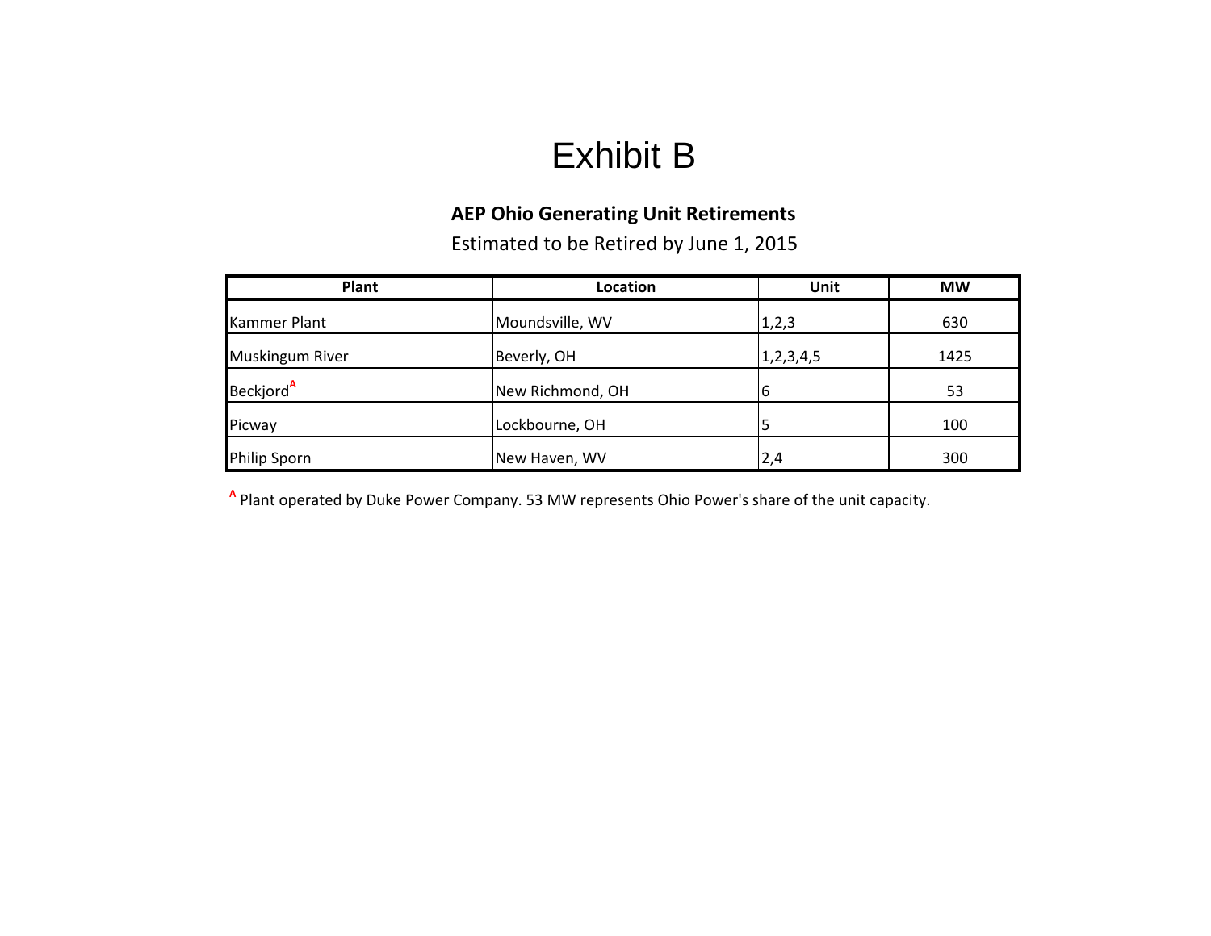# Exhibit B

**AEP Ohio Generating Unit Retirements**

Estimated to be Retired by June 1, 2015

| Plant | Location | Unit | MW |
|---|---|---|---|
| Kammer Plant | Moundsville, WV | 1,2,3 | 630 |
| Muskingum River | Beverly, OH | 1,2,3,4,5 | 1425 |
| Beckjord[A] | New Richmond, OH | 6 | 53 |
| Picway | Lockbourne, OH | 5 | 100 |
| Philip Sporn | New Haven, WV | 2,4 | 300 |

[A] Plant operated by Duke Power Company. 53 MW represents Ohio Power's share of the unit capacity.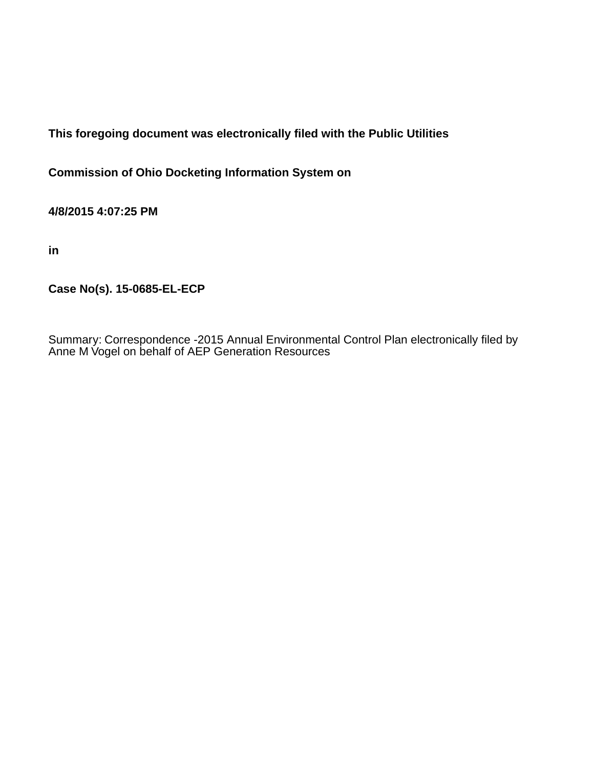**This foregoing document was electronically filed with the Public Utilities**

**Commission of Ohio Docketing Information System on**

**4/8/2015 4:07:25 PM**

**in**

**Case No(s). 15-0685-EL-ECP**

Summary: Correspondence -2015 Annual Environmental Control Plan electronically filed by Anne M Vogel on behalf of AEP Generation Resources